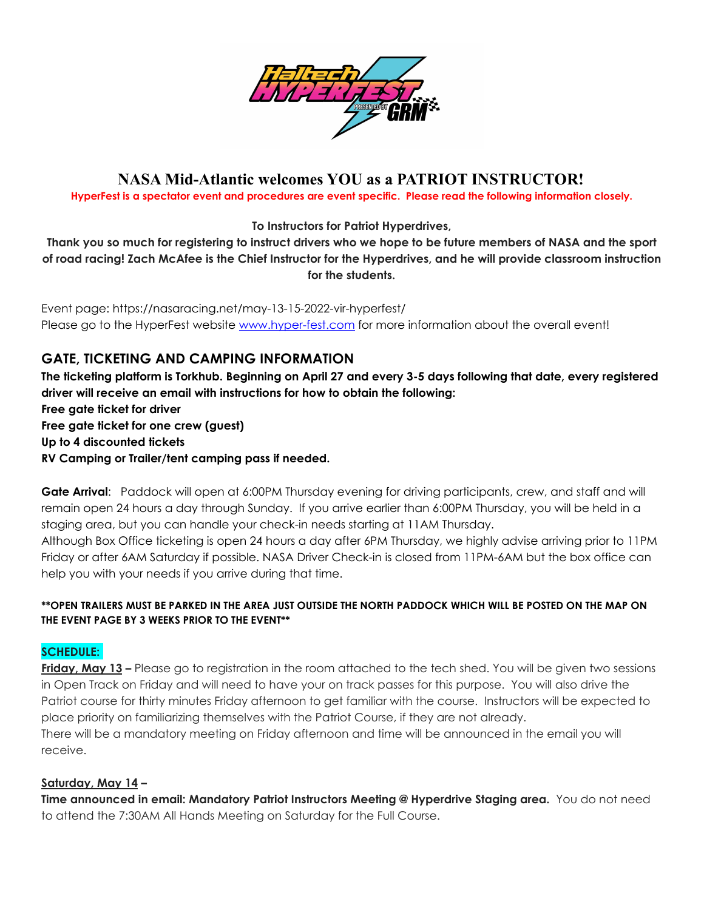# NASA Mid-Atlantic welcomes YOU as a PATRIOT INSTRUCTOR!

**HyperFest is a spectator event and procedures are event specific. Please read the following information closely.**

**To Instructors for Patriot Hyperdrives,**

**Thank you so much for registering to instruct drivers who we hope to be future members of NASA and the sport of road racing! Zach McAfee is the Chief Instructor for the Hyperdrives, and he will provide classroom instruction for the students.**

Event page: https://nasaracing.net/may-13-15-2022-vir-hyperfest/
Please go to the HyperFest website [www.hyper-fest.com](www.hyper-fest.com) for more information about the overall event!

## GATE, TICKETING AND CAMPING INFORMATION

**The ticketing platform is Torkhub. Beginning on April 27 and every 3-5 days following that date, every registered driver will receive an email with instructions for how to obtain the following:**
**Free gate ticket for driver**
**Free gate ticket for one crew (guest)**
**Up to 4 discounted tickets**
**RV Camping or Trailer/tent camping pass if needed.**

**Gate Arrival**: Paddock will open at 6:00PM Thursday evening for driving participants, crew, and staff and will remain open 24 hours a day through Sunday. If you arrive earlier than 6:00PM Thursday, you will be held in a staging area, but you can handle your check-in needs starting at 11AM Thursday.
Although Box Office ticketing is open 24 hours a day after 6PM Thursday, we highly advise arriving prior to 11PM Friday or after 6AM Saturday if possible. NASA Driver Check-in is closed from 11PM-6AM but the box office can help you with your needs if you arrive during that time.

**\*\*OPEN TRAILERS MUST BE PARKED IN THE AREA JUST OUTSIDE THE NORTH PADDOCK WHICH WILL BE POSTED ON THE MAP ON THE EVENT PAGE BY 3 WEEKS PRIOR TO THE EVENT\*\***

**SCHEDULE:**

**Friday, May 13 –** Please go to registration in the room attached to the tech shed. You will be given two sessions in Open Track on Friday and will need to have your on track passes for this purpose. You will also drive the Patriot course for thirty minutes Friday afternoon to get familiar with the course. Instructors will be expected to place priority on familiarizing themselves with the Patriot Course, if they are not already.
There will be a mandatory meeting on Friday afternoon and time will be announced in the email you will receive.

**Saturday, May 14 –**
**Time announced in email: Mandatory Patriot Instructors Meeting @ Hyperdrive Staging area.** You do not need to attend the 7:30AM All Hands Meeting on Saturday for the Full Course.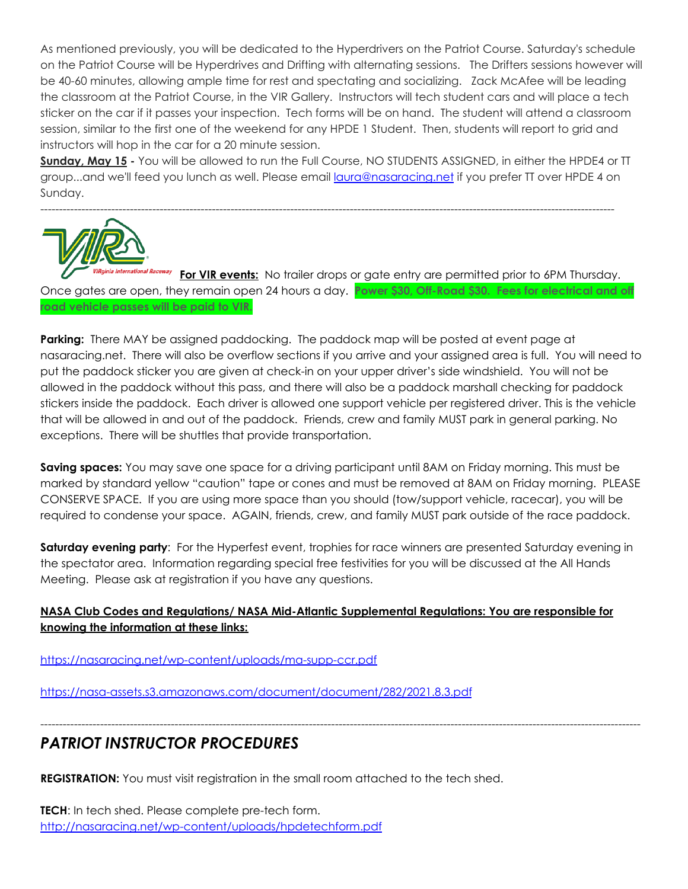As mentioned previously, you will be dedicated to the Hyperdrivers on the Patriot Course. Saturday's schedule on the Patriot Course will be Hyperdrives and Drifting with alternating sessions. The Drifters sessions however will be 40-60 minutes, allowing ample time for rest and spectating and socializing. Zack McAfee will be leading the classroom at the Patriot Course, in the VIR Gallery. Instructors will tech student cars and will place a tech sticker on the car if it passes your inspection. Tech forms will be on hand. The student will attend a classroom session, similar to the first one of the weekend for any HPDE 1 Student. Then, students will report to grid and instructors will hop in the car for a 20 minute session.

**Sunday, May 15** - You will be allowed to run the Full Course, NO STUDENTS ASSIGNED, in either the HPDE4 or TT group...and we'll feed you lunch as well. Please email laura@nasaracing.net if you prefer TT over HPDE 4 on Sunday.

---

**For VIR events:** No trailer drops or gate entry are permitted prior to 6PM Thursday. Once gates are open, they remain open 24 hours a day. **Power $30, Off-Road $30. Fees for electrical and off road vehicle passes will be paid to VIR.**

**Parking:** There MAY be assigned paddocking. The paddock map will be posted at event page at nasaracing.net. There will also be overflow sections if you arrive and your assigned area is full. You will need to put the paddock sticker you are given at check-in on your upper driver's side windshield. You will not be allowed in the paddock without this pass, and there will also be a paddock marshall checking for paddock stickers inside the paddock. Each driver is allowed one support vehicle per registered driver. This is the vehicle that will be allowed in and out of the paddock. Friends, crew and family MUST park in general parking. No exceptions. There will be shuttles that provide transportation.

**Saving spaces:** You may save one space for a driving participant until 8AM on Friday morning. This must be marked by standard yellow "caution" tape or cones and must be removed at 8AM on Friday morning. PLEASE CONSERVE SPACE. If you are using more space than you should (tow/support vehicle, racecar), you will be required to condense your space. AGAIN, friends, crew, and family MUST park outside of the race paddock.

**Saturday evening party**: For the Hyperfest event, trophies for race winners are presented Saturday evening in the spectator area. Information regarding special free festivities for you will be discussed at the All Hands Meeting. Please ask at registration if you have any questions.

**NASA Club Codes and Regulations/ NASA Mid-Atlantic Supplemental Regulations: You are responsible for knowing the information at these links:**

https://nasaracing.net/wp-content/uploads/ma-supp-ccr.pdf

https://nasa-assets.s3.amazonaws.com/document/document/282/2021.8.3.pdf

---

## *PATRIOT INSTRUCTOR PROCEDURES*

**REGISTRATION:** You must visit registration in the small room attached to the tech shed.

**TECH**: In tech shed. Please complete pre-tech form.
http://nasaracing.net/wp-content/uploads/hpdetechform.pdf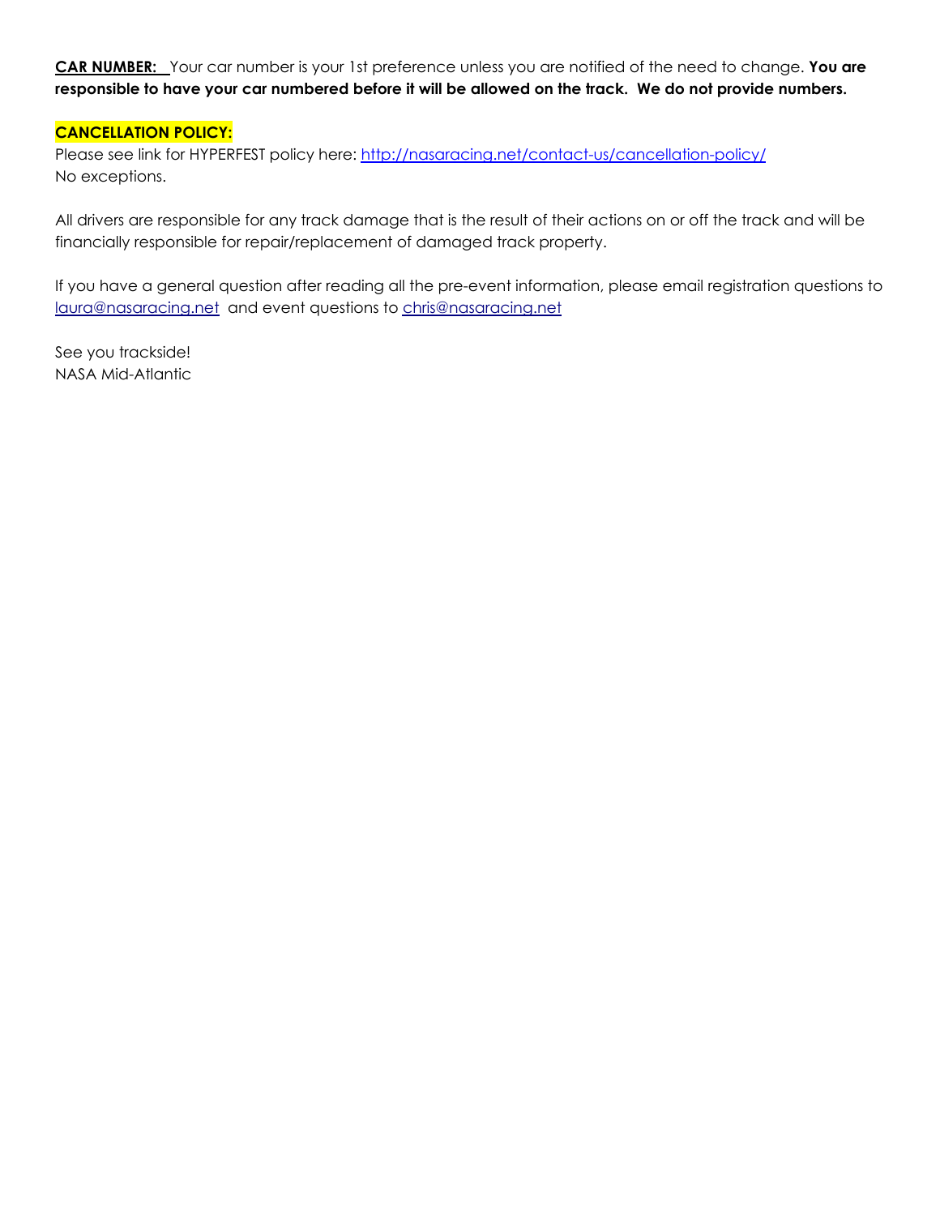**CAR NUMBER:** Your car number is your 1st preference unless you are notified of the need to change. **You are responsible to have your car numbered before it will be allowed on the track. We do not provide numbers.**

**CANCELLATION POLICY:**

Please see link for HYPERFEST policy here: [http://nasaracing.net/contact-us/cancellation-policy/](http://nasaracing.net/contact-us/cancellation-policy/)
No exceptions.

All drivers are responsible for any track damage that is the result of their actions on or off the track and will be financially responsible for repair/replacement of damaged track property.

If you have a general question after reading all the pre-event information, please email registration questions to [laura@nasaracing.net](mailto:laura@nasaracing.net) and event questions to [chris@nasaracing.net](mailto:chris@nasaracing.net)

See you trackside!
NASA Mid-Atlantic